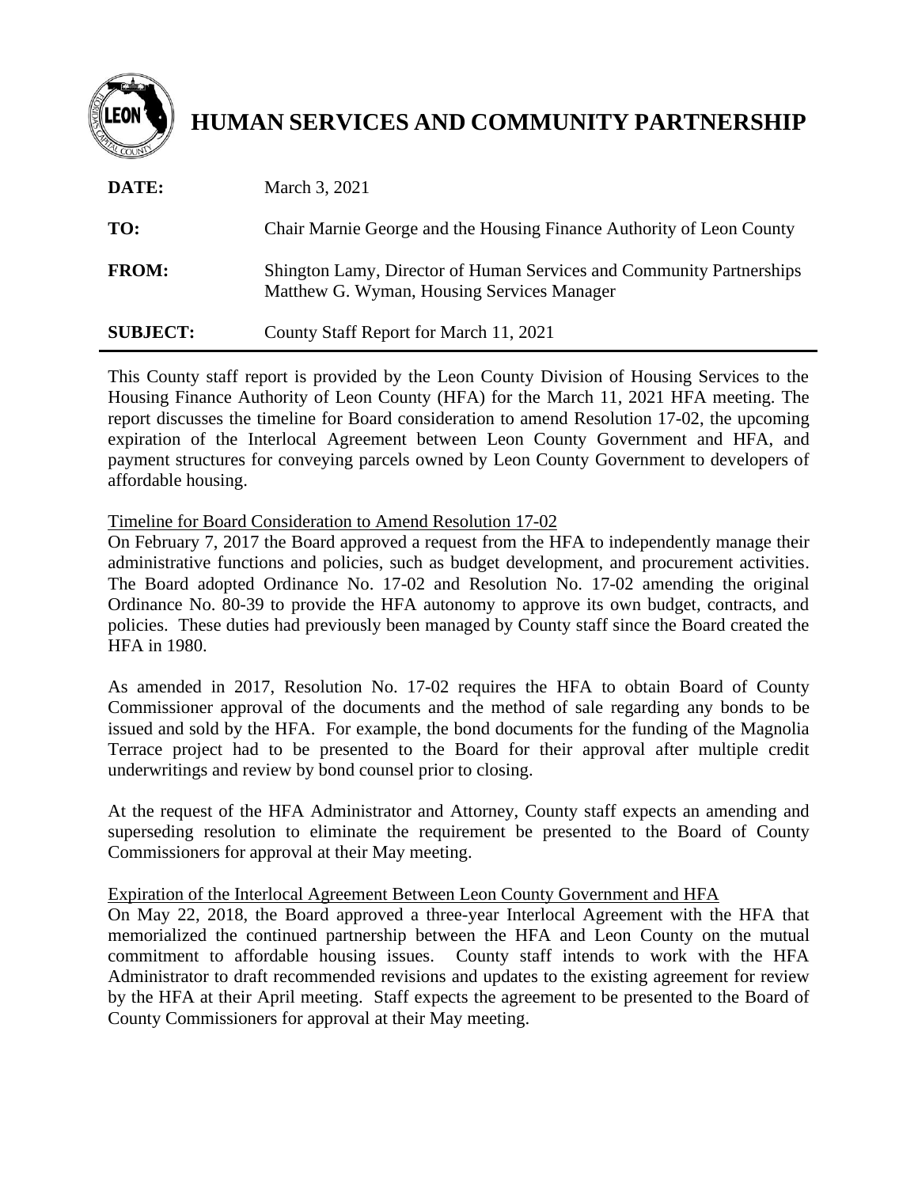# HUMAN SERVICES AND COMMUNITY PARTNERSHIP

**DATE:** March 3, 2021

**TO:** Chair Marnie George and the Housing Finance Authority of Leon County

**FROM:** Shington Lamy, Director of Human Services and Community Partnerships
Matthew G. Wyman, Housing Services Manager

**SUBJECT:** County Staff Report for March 11, 2021

---

This County staff report is provided by the Leon County Division of Housing Services to the Housing Finance Authority of Leon County (HFA) for the March 11, 2021 HFA meeting. The report discusses the timeline for Board consideration to amend Resolution 17-02, the upcoming expiration of the Interlocal Agreement between Leon County Government and HFA, and payment structures for conveying parcels owned by Leon County Government to developers of affordable housing.

<u>Timeline for Board Consideration to Amend Resolution 17-02</u>

On February 7, 2017 the Board approved a request from the HFA to independently manage their administrative functions and policies, such as budget development, and procurement activities. The Board adopted Ordinance No. 17-02 and Resolution No. 17-02 amending the original Ordinance No. 80-39 to provide the HFA autonomy to approve its own budget, contracts, and policies. These duties had previously been managed by County staff since the Board created the HFA in 1980.

As amended in 2017, Resolution No. 17-02 requires the HFA to obtain Board of County Commissioner approval of the documents and the method of sale regarding any bonds to be issued and sold by the HFA. For example, the bond documents for the funding of the Magnolia Terrace project had to be presented to the Board for their approval after multiple credit underwritings and review by bond counsel prior to closing.

At the request of the HFA Administrator and Attorney, County staff expects an amending and superseding resolution to eliminate the requirement be presented to the Board of County Commissioners for approval at their May meeting.

<u>Expiration of the Interlocal Agreement Between Leon County Government and HFA</u>

On May 22, 2018, the Board approved a three-year Interlocal Agreement with the HFA that memorialized the continued partnership between the HFA and Leon County on the mutual commitment to affordable housing issues. County staff intends to work with the HFA Administrator to draft recommended revisions and updates to the existing agreement for review by the HFA at their April meeting. Staff expects the agreement to be presented to the Board of County Commissioners for approval at their May meeting.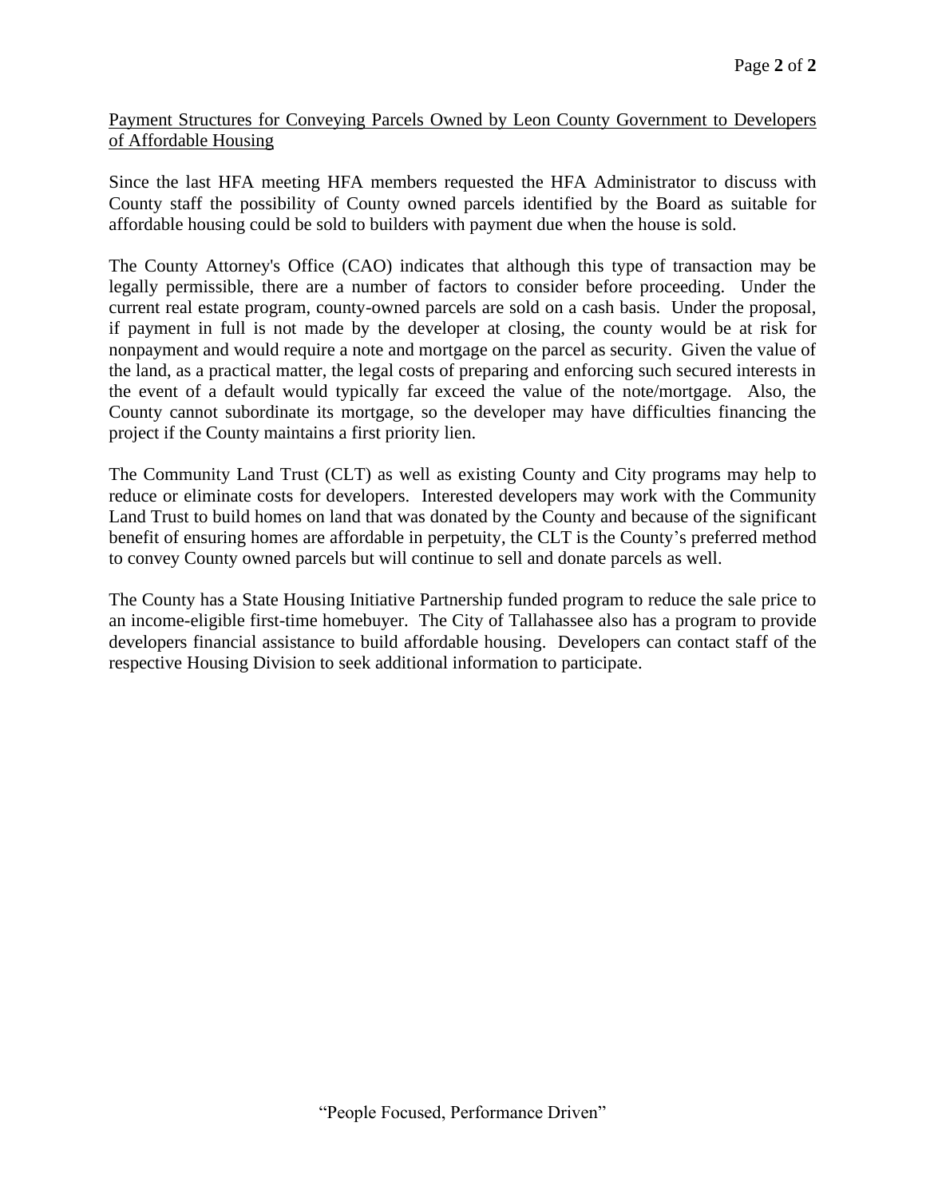Payment Structures for Conveying Parcels Owned by Leon County Government to Developers of Affordable Housing

Since the last HFA meeting HFA members requested the HFA Administrator to discuss with County staff the possibility of County owned parcels identified by the Board as suitable for affordable housing could be sold to builders with payment due when the house is sold.

The County Attorney's Office (CAO) indicates that although this type of transaction may be legally permissible, there are a number of factors to consider before proceeding. Under the current real estate program, county-owned parcels are sold on a cash basis. Under the proposal, if payment in full is not made by the developer at closing, the county would be at risk for nonpayment and would require a note and mortgage on the parcel as security. Given the value of the land, as a practical matter, the legal costs of preparing and enforcing such secured interests in the event of a default would typically far exceed the value of the note/mortgage. Also, the County cannot subordinate its mortgage, so the developer may have difficulties financing the project if the County maintains a first priority lien.

The Community Land Trust (CLT) as well as existing County and City programs may help to reduce or eliminate costs for developers. Interested developers may work with the Community Land Trust to build homes on land that was donated by the County and because of the significant benefit of ensuring homes are affordable in perpetuity, the CLT is the County's preferred method to convey County owned parcels but will continue to sell and donate parcels as well.

The County has a State Housing Initiative Partnership funded program to reduce the sale price to an income-eligible first-time homebuyer. The City of Tallahassee also has a program to provide developers financial assistance to build affordable housing. Developers can contact staff of the respective Housing Division to seek additional information to participate.